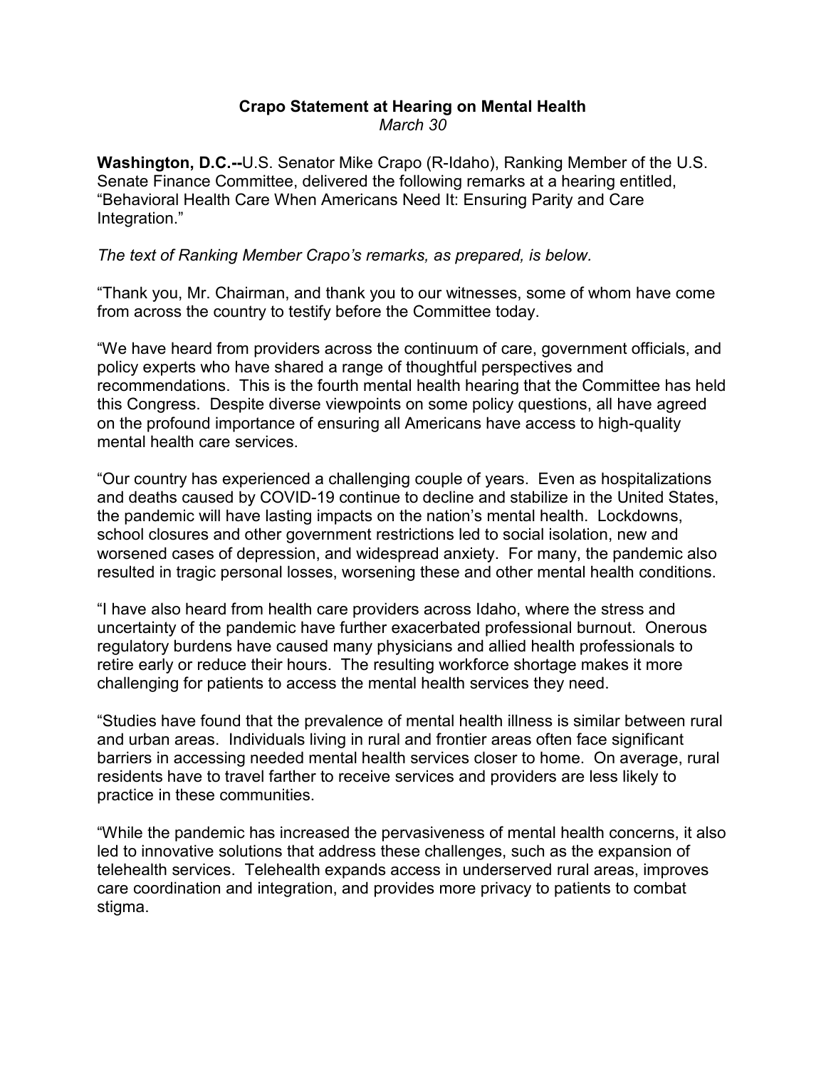**Crapo Statement at Hearing on Mental Health**
*March 30*

**Washington, D.C.--**U.S. Senator Mike Crapo (R-Idaho), Ranking Member of the U.S. Senate Finance Committee, delivered the following remarks at a hearing entitled, "Behavioral Health Care When Americans Need It: Ensuring Parity and Care Integration."

*The text of Ranking Member Crapo's remarks, as prepared, is below.*

"Thank you, Mr. Chairman, and thank you to our witnesses, some of whom have come from across the country to testify before the Committee today.

"We have heard from providers across the continuum of care, government officials, and policy experts who have shared a range of thoughtful perspectives and recommendations. This is the fourth mental health hearing that the Committee has held this Congress. Despite diverse viewpoints on some policy questions, all have agreed on the profound importance of ensuring all Americans have access to high-quality mental health care services.

"Our country has experienced a challenging couple of years. Even as hospitalizations and deaths caused by COVID-19 continue to decline and stabilize in the United States, the pandemic will have lasting impacts on the nation's mental health. Lockdowns, school closures and other government restrictions led to social isolation, new and worsened cases of depression, and widespread anxiety. For many, the pandemic also resulted in tragic personal losses, worsening these and other mental health conditions.

"I have also heard from health care providers across Idaho, where the stress and uncertainty of the pandemic have further exacerbated professional burnout. Onerous regulatory burdens have caused many physicians and allied health professionals to retire early or reduce their hours. The resulting workforce shortage makes it more challenging for patients to access the mental health services they need.

"Studies have found that the prevalence of mental health illness is similar between rural and urban areas. Individuals living in rural and frontier areas often face significant barriers in accessing needed mental health services closer to home. On average, rural residents have to travel farther to receive services and providers are less likely to practice in these communities.

"While the pandemic has increased the pervasiveness of mental health concerns, it also led to innovative solutions that address these challenges, such as the expansion of telehealth services. Telehealth expands access in underserved rural areas, improves care coordination and integration, and provides more privacy to patients to combat stigma.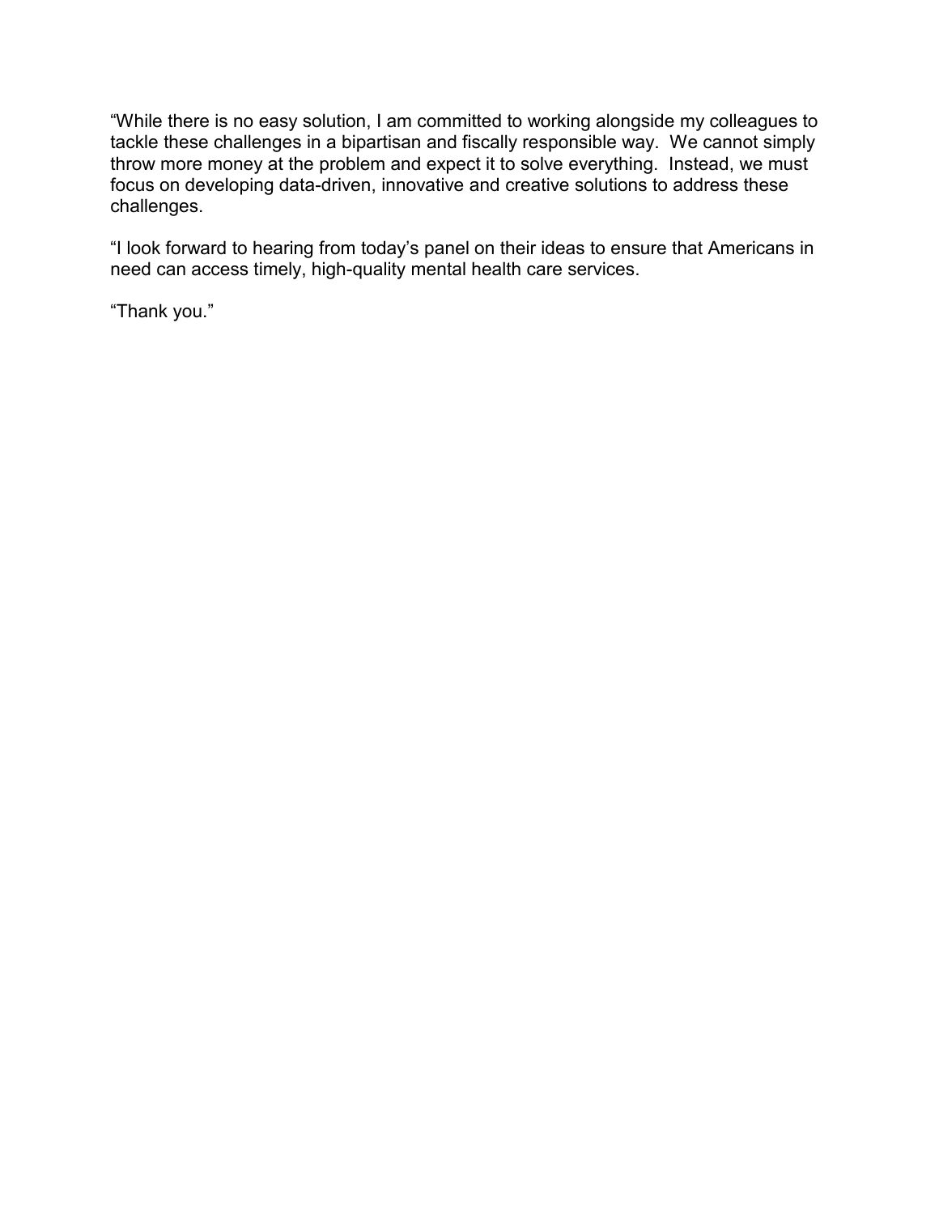“While there is no easy solution, I am committed to working alongside my colleagues to tackle these challenges in a bipartisan and fiscally responsible way. We cannot simply throw more money at the problem and expect it to solve everything. Instead, we must focus on developing data-driven, innovative and creative solutions to address these challenges.

“I look forward to hearing from today’s panel on their ideas to ensure that Americans in need can access timely, high-quality mental health care services.

“Thank you.”